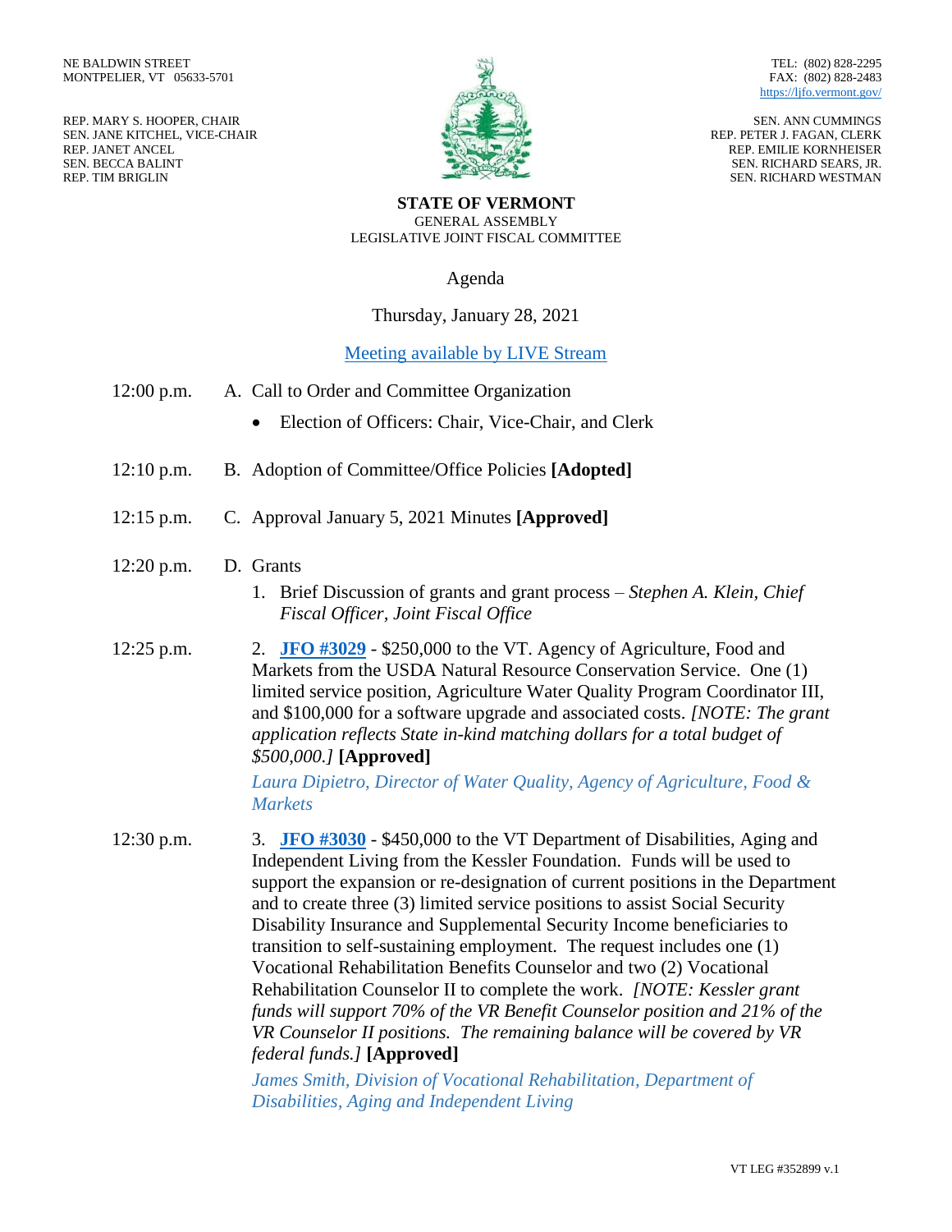NE BALDWIN STREET
MONTPELIER, VT 05633-5701

REP. MARY S. HOOPER, CHAIR
SEN. JANE KITCHEL, VICE-CHAIR
REP. JANET ANCEL
SEN. BECCA BALINT
REP. TIM BRIGLIN

TEL: (802) 828-2295
FAX: (802) 828-2483
https://ljfo.vermont.gov/

SEN. ANN CUMMINGS
REP. PETER J. FAGAN, CLERK
REP. EMILIE KORNHEISER
SEN. RICHARD SEARS, JR.
SEN. RICHARD WESTMAN

**STATE OF VERMONT**
GENERAL ASSEMBLY
LEGISLATIVE JOINT FISCAL COMMITTEE

Agenda

Thursday, January 28, 2021

[Meeting available by LIVE Stream]

12:00 p.m. A. Call to Order and Committee Organization

- Election of Officers: Chair, Vice-Chair, and Clerk

12:10 p.m. B. Adoption of Committee/Office Policies **[Adopted]**

12:15 p.m. C. Approval January 5, 2021 Minutes **[Approved]**

12:20 p.m. D. Grants

1. Brief Discussion of grants and grant process – *Stephen A. Klein, Chief Fiscal Officer, Joint Fiscal Office*

12:25 p.m.

2. **JFO #3029** - $250,000 to the VT. Agency of Agriculture, Food and Markets from the USDA Natural Resource Conservation Service. One (1) limited service position, Agriculture Water Quality Program Coordinator III, and $100,000 for a software upgrade and associated costs. *[NOTE: The grant application reflects State in-kind matching dollars for a total budget of $500,000.]* **[Approved]**

   *Laura Dipietro, Director of Water Quality, Agency of Agriculture, Food & Markets*

12:30 p.m.

3. **JFO #3030** - $450,000 to the VT Department of Disabilities, Aging and Independent Living from the Kessler Foundation. Funds will be used to support the expansion or re-designation of current positions in the Department and to create three (3) limited service positions to assist Social Security Disability Insurance and Supplemental Security Income beneficiaries to transition to self-sustaining employment. The request includes one (1) Vocational Rehabilitation Benefits Counselor and two (2) Vocational Rehabilitation Counselor II to complete the work. *[NOTE: Kessler grant funds will support 70% of the VR Benefit Counselor position and 21% of the VR Counselor II positions. The remaining balance will be covered by VR federal funds.]* **[Approved]**

   *James Smith, Division of Vocational Rehabilitation, Department of Disabilities, Aging and Independent Living*

VT LEG #352899 v.1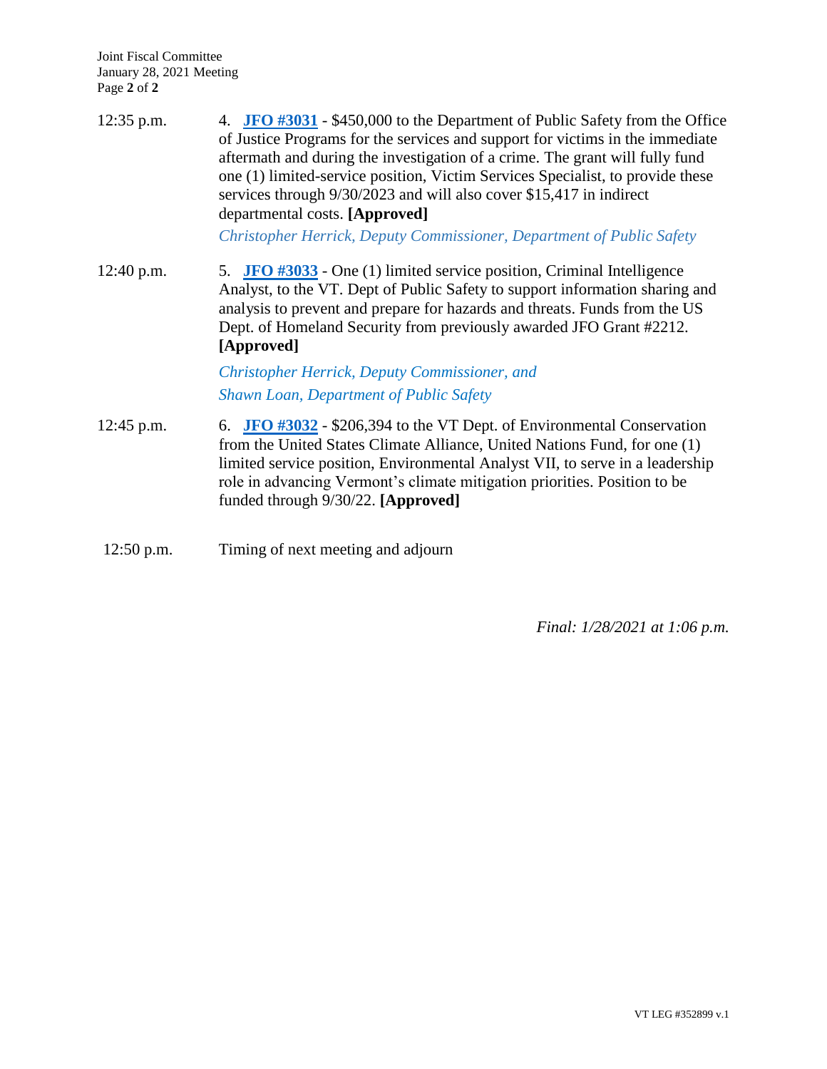12:35 p.m. 4. **JFO #3031** - $450,000 to the Department of Public Safety from the Office of Justice Programs for the services and support for victims in the immediate aftermath and during the investigation of a crime. The grant will fully fund one (1) limited-service position, Victim Services Specialist, to provide these services through 9/30/2023 and will also cover $15,417 in indirect departmental costs. **[Approved]**

*Christopher Herrick, Deputy Commissioner, Department of Public Safety*

12:40 p.m. 5. **JFO #3033** - One (1) limited service position, Criminal Intelligence Analyst, to the VT. Dept of Public Safety to support information sharing and analysis to prevent and prepare for hazards and threats. Funds from the US Dept. of Homeland Security from previously awarded JFO Grant #2212. **[Approved]**

*Christopher Herrick, Deputy Commissioner, and*
*Shawn Loan, Department of Public Safety*

12:45 p.m. 6. **JFO #3032** - $206,394 to the VT Dept. of Environmental Conservation from the United States Climate Alliance, United Nations Fund, for one (1) limited service position, Environmental Analyst VII, to serve in a leadership role in advancing Vermont's climate mitigation priorities. Position to be funded through 9/30/22. **[Approved]**

12:50 p.m. Timing of next meeting and adjourn

*Final: 1/28/2021 at 1:06 p.m.*

VT LEG #352899 v.1